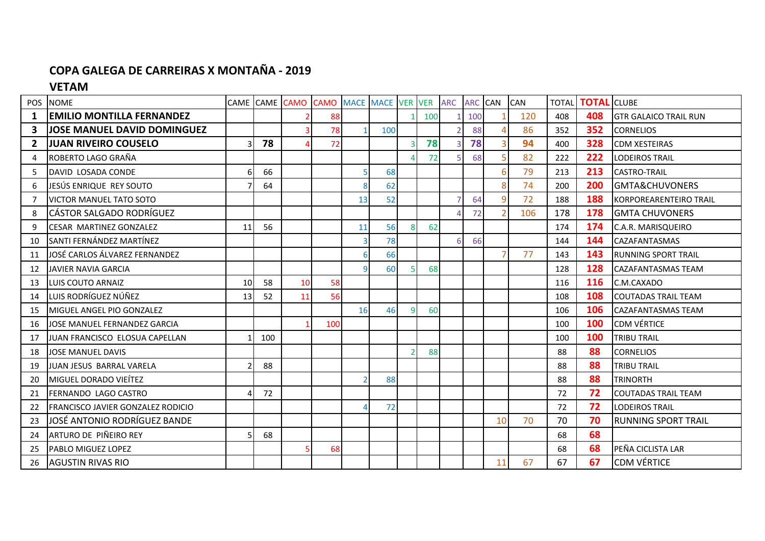## COPA GALEGA DE CARREIRAS X MONTAÑA - 2019

### VETAM

| POS | NOME | CAME | CAME | CAMO | CAMO | MACE | MACE | VER | VER | ARC | ARC | CAN | CAN | TOTAL | TOTAL | CLUBE |
|---|---|---|---|---|---|---|---|---|---|---|---|---|---|---|---|---|
| **1** | **EMILIO MONTILLA FERNANDEZ** | | | 2 | 88 | | | 1 | 100 | 1 | 100 | 1 | 120 | 408 | **408** | GTR GALAICO TRAIL RUN |
| **3** | **JOSE MANUEL DAVID DOMINGUEZ** | | | 3 | 78 | 1 | 100 | | | 2 | 88 | 4 | 86 | 352 | **352** | CORNELIOS |
| **2** | **JUAN RIVEIRO COUSELO** | 3 | **78** | 4 | 72 | | | 3 | **78** | 3 | **78** | 3 | **94** | 400 | **328** | CDM XESTEIRAS |
| 4 | ROBERTO LAGO GRAÑA | | | | | | | 4 | 72 | 5 | 68 | 5 | 82 | 222 | **222** | LODEIROS TRAIL |
| 5 | DAVID LOSADA CONDE | 6 | 66 | | | 5 | 68 | | | | | 6 | 79 | 213 | **213** | CASTRO-TRAIL |
| 6 | JESÚS ENRIQUE REY SOUTO | 7 | 64 | | | 8 | 62 | | | | | 8 | 74 | 200 | **200** | GMTA&CHUVONERS |
| 7 | VICTOR MANUEL TATO SOTO | | | | | 13 | 52 | | | 7 | 64 | 9 | 72 | 188 | **188** | KORPOREARENTEIRO TRAIL |
| 8 | CÁSTOR SALGADO RODRÍGUEZ | | | | | | | | | 4 | 72 | 2 | 106 | 178 | **178** | GMTA CHUVONERS |
| 9 | CESAR MARTINEZ GONZALEZ | 11 | 56 | | | 11 | 56 | 8 | 62 | | | | | 174 | **174** | C.A.R. MARISQUEIRO |
| 10 | SANTI FERNÁNDEZ MARTÍNEZ | | | | | 3 | 78 | | | 6 | 66 | | | 144 | **144** | CAZAFANTASMAS |
| 11 | JOSÉ CARLOS ÁLVAREZ FERNANDEZ | | | | | 6 | 66 | | | | | 7 | 77 | 143 | **143** | RUNNING SPORT TRAIL |
| 12 | JAVIER NAVIA GARCIA | | | | | 9 | 60 | 5 | 68 | | | | | 128 | **128** | CAZAFANTASMAS TEAM |
| 13 | LUIS COUTO ARNAIZ | 10 | 58 | 10 | 58 | | | | | | | | | 116 | **116** | C.M.CAXADO |
| 14 | LUIS RODRÍGUEZ NÚÑEZ | 13 | 52 | 11 | 56 | | | | | | | | | 108 | **108** | COUTADAS TRAIL TEAM |
| 15 | MIGUEL ANGEL PIO GONZALEZ | | | | | 16 | 46 | 9 | 60 | | | | | 106 | **106** | CAZAFANTASMAS TEAM |
| 16 | JOSE MANUEL FERNANDEZ GARCIA | | | 1 | 100 | | | | | | | | | 100 | **100** | CDM VÉRTICE |
| 17 | JUAN FRANCISCO ELOSUA CAPELLAN | 1 | 100 | | | | | | | | | | | 100 | **100** | TRIBU TRAIL |
| 18 | JOSE MANUEL DAVIS | | | | | | | 2 | 88 | | | | | 88 | **88** | CORNELIOS |
| 19 | JUAN JESUS BARRAL VARELA | 2 | 88 | | | | | | | | | | | 88 | **88** | TRIBU TRAIL |
| 20 | MIGUEL DORADO VIEÍTEZ | | | | | 2 | 88 | | | | | | | 88 | **88** | TRINORTH |
| 21 | FERNANDO LAGO CASTRO | 4 | 72 | | | | | | | | | | | 72 | **72** | COUTADAS TRAIL TEAM |
| 22 | FRANCISCO JAVIER GONZALEZ RODICIO | | | | | 4 | 72 | | | | | | | 72 | **72** | LODEIROS TRAIL |
| 23 | JOSÉ ANTONIO RODRÍGUEZ BANDE | | | | | | | | | | | 10 | 70 | 70 | **70** | RUNNING SPORT TRAIL |
| 24 | ARTURO DE PIÑEIRO REY | 5 | 68 | | | | | | | | | | | 68 | **68** | |
| 25 | PABLO MIGUEZ LOPEZ | | | 5 | 68 | | | | | | | | | 68 | **68** | PEÑA CICLISTA LAR |
| 26 | AGUSTIN RIVAS RIO | | | | | | | | | | | 11 | 67 | 67 | **67** | CDM VÉRTICE |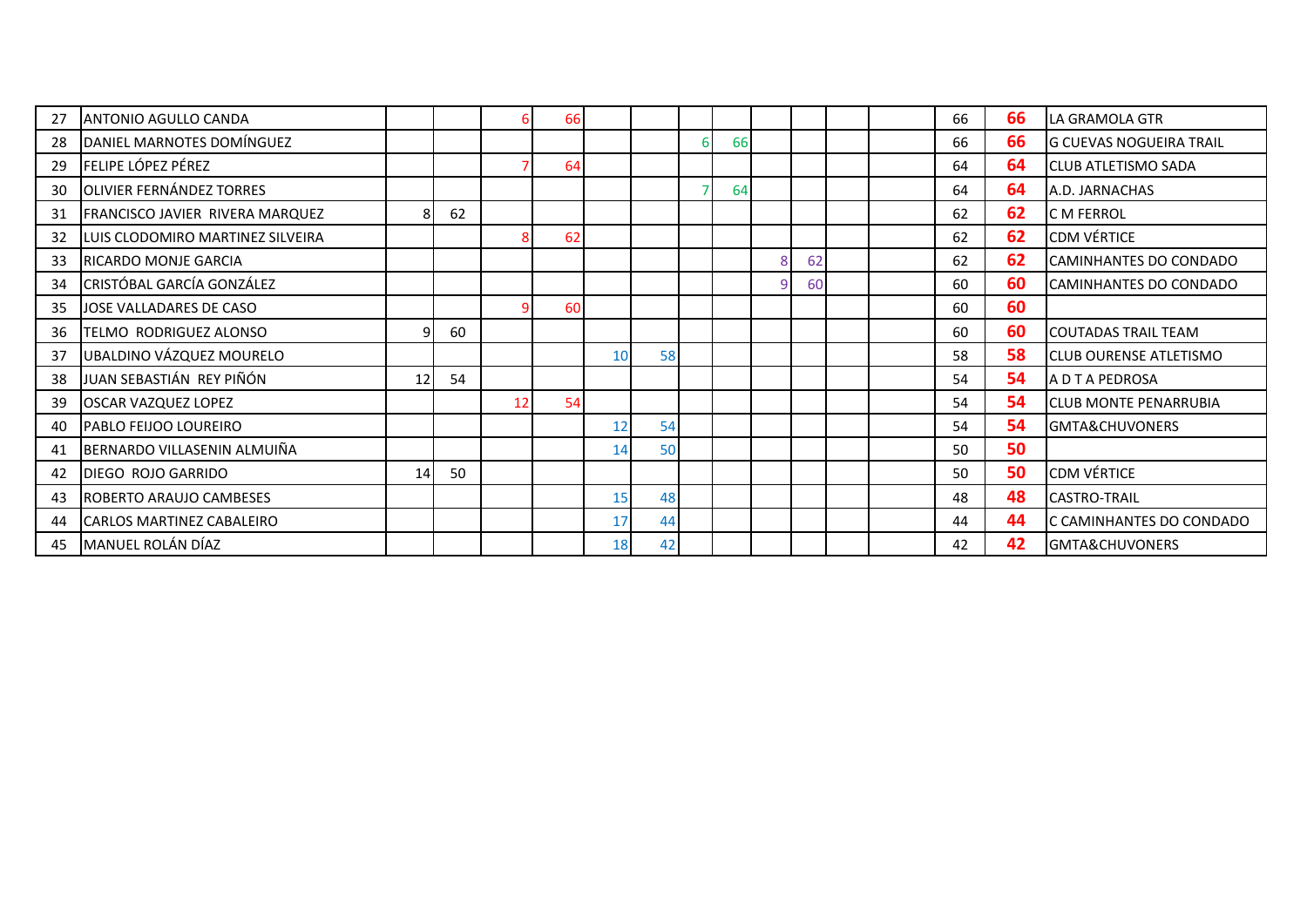| | | | | | | | | | | | | | | | | |
|---|---|---|---|---|---|---|---|---|---|---|---|---|---|---|---|---|
| 27 | ANTONIO AGULLO CANDA | | | 6 | 66 | | | | | | | | | 66 | **66** | LA GRAMOLA GTR |
| 28 | DANIEL MARNOTES DOMÍNGUEZ | | | | | | | 6 | 66 | | | | | 66 | **66** | G CUEVAS NOGUEIRA TRAIL |
| 29 | FELIPE LÓPEZ PÉREZ | | | 7 | 64 | | | | | | | | | 64 | **64** | CLUB ATLETISMO SADA |
| 30 | OLIVIER FERNÁNDEZ TORRES | | | | | | | 7 | 64 | | | | | 64 | **64** | A.D. JARNACHAS |
| 31 | FRANCISCO JAVIER RIVERA MARQUEZ | 8 | 62 | | | | | | | | | | | 62 | **62** | C M FERROL |
| 32 | LUIS CLODOMIRO MARTINEZ SILVEIRA | | | 8 | 62 | | | | | | | | | 62 | **62** | CDM VÉRTICE |
| 33 | RICARDO MONJE GARCIA | | | | | | | | | 8 | 62 | | | 62 | **62** | CAMINHANTES DO CONDADO |
| 34 | CRISTÓBAL GARCÍA GONZÁLEZ | | | | | | | | | 9 | 60 | | | 60 | **60** | CAMINHANTES DO CONDADO |
| 35 | JOSE VALLADARES DE CASO | | | 9 | 60 | | | | | | | | | 60 | **60** | |
| 36 | TELMO RODRIGUEZ ALONSO | 9 | 60 | | | | | | | | | | | 60 | **60** | COUTADAS TRAIL TEAM |
| 37 | UBALDINO VÁZQUEZ MOURELO | | | | | 10 | 58 | | | | | | | 58 | **58** | CLUB OURENSE ATLETISMO |
| 38 | JUAN SEBASTIÁN REY PIÑÓN | 12 | 54 | | | | | | | | | | | 54 | **54** | A D T A PEDROSA |
| 39 | OSCAR VAZQUEZ LOPEZ | | | 12 | 54 | | | | | | | | | 54 | **54** | CLUB MONTE PENARRUBIA |
| 40 | PABLO FEIJOO LOUREIRO | | | | | 12 | 54 | | | | | | | 54 | **54** | GMTA&CHUVONERS |
| 41 | BERNARDO VILLASENIN ALMUIÑA | | | | | 14 | 50 | | | | | | | 50 | **50** | |
| 42 | DIEGO ROJO GARRIDO | 14 | 50 | | | | | | | | | | | 50 | **50** | CDM VÉRTICE |
| 43 | ROBERTO ARAUJO CAMBESES | | | | | 15 | 48 | | | | | | | 48 | **48** | CASTRO-TRAIL |
| 44 | CARLOS MARTINEZ CABALEIRO | | | | | 17 | 44 | | | | | | | 44 | **44** | C CAMINHANTES DO CONDADO |
| 45 | MANUEL ROLÁN DÍAZ | | | | | 18 | 42 | | | | | | | 42 | **42** | GMTA&CHUVONERS |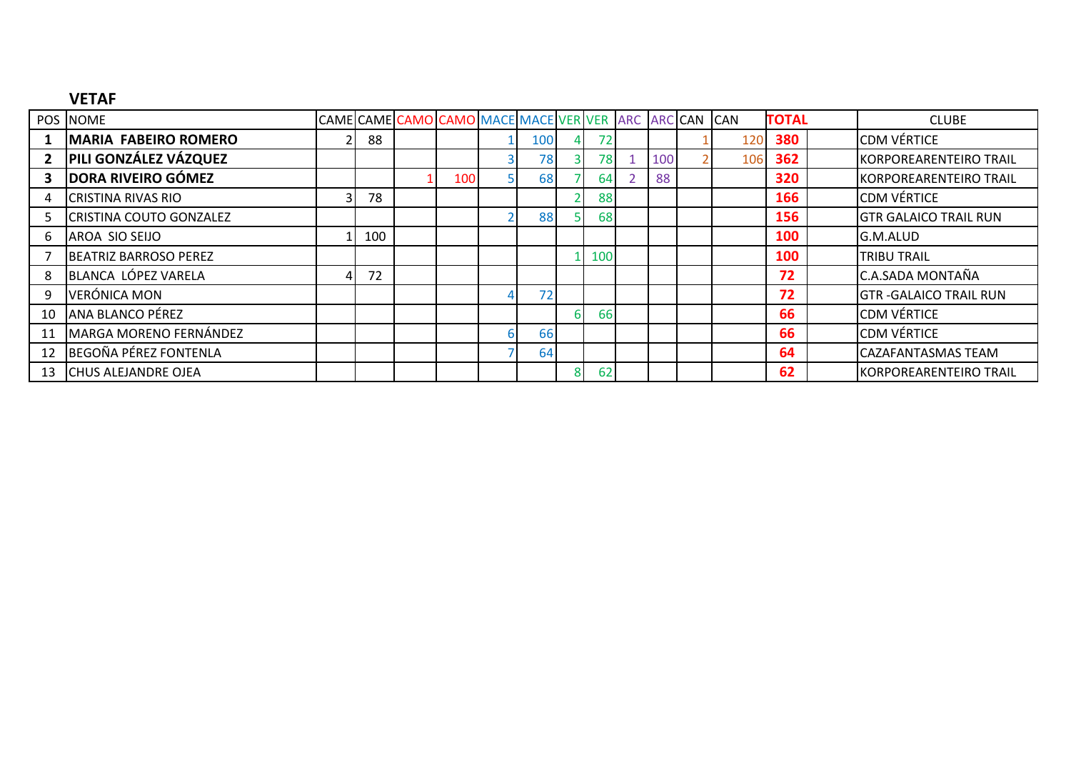**VETAF**

| POS | NOME | CAME | CAME | CAMO | CAMO | MACE | MACE | VER | VER | ARC | ARC | CAN | CAN | TOTAL | | CLUBE |
|---|---|---|---|---|---|---|---|---|---|---|---|---|---|---|---|---|
| **1** | **MARIA FABEIRO ROMERO** | 2 | 88 | | | 1 | 100 | 4 | 72 | | | 1 | 120 | **380** | | CDM VÉRTICE |
| **2** | **PILI GONZÁLEZ VÁZQUEZ** | | | | | 3 | 78 | 3 | 78 | 1 | 100 | 2 | 106 | **362** | | KORPOREARENTEIRO TRAIL |
| **3** | **DORA RIVEIRO GÓMEZ** | | | 1 | 100 | 5 | 68 | 7 | 64 | 2 | 88 | | | **320** | | KORPOREARENTEIRO TRAIL |
| 4 | CRISTINA RIVAS RIO | 3 | 78 | | | | | 2 | 88 | | | | | **166** | | CDM VÉRTICE |
| 5 | CRISTINA COUTO GONZALEZ | | | | | 2 | 88 | 5 | 68 | | | | | **156** | | GTR GALAICO TRAIL RUN |
| 6 | AROA SIO SEIJO | 1 | 100 | | | | | | | | | | | **100** | | G.M.ALUD |
| 7 | BEATRIZ BARROSO PEREZ | | | | | | | 1 | 100 | | | | | **100** | | TRIBU TRAIL |
| 8 | BLANCA LÓPEZ VARELA | 4 | 72 | | | | | | | | | | | **72** | | C.A.SADA MONTAÑA |
| 9 | VERÓNICA MON | | | | | 4 | 72 | | | | | | | **72** | | GTR -GALAICO TRAIL RUN |
| 10 | ANA BLANCO PÉREZ | | | | | | | 6 | 66 | | | | | **66** | | CDM VÉRTICE |
| 11 | MARGA MORENO FERNÁNDEZ | | | | | 6 | 66 | | | | | | | **66** | | CDM VÉRTICE |
| 12 | BEGOÑA PÉREZ FONTENLA | | | | | 7 | 64 | | | | | | | **64** | | CAZAFANTASMAS TEAM |
| 13 | CHUS ALEJANDRE OJEA | | | | | | | 8 | 62 | | | | | **62** | | KORPOREARENTEIRO TRAIL |